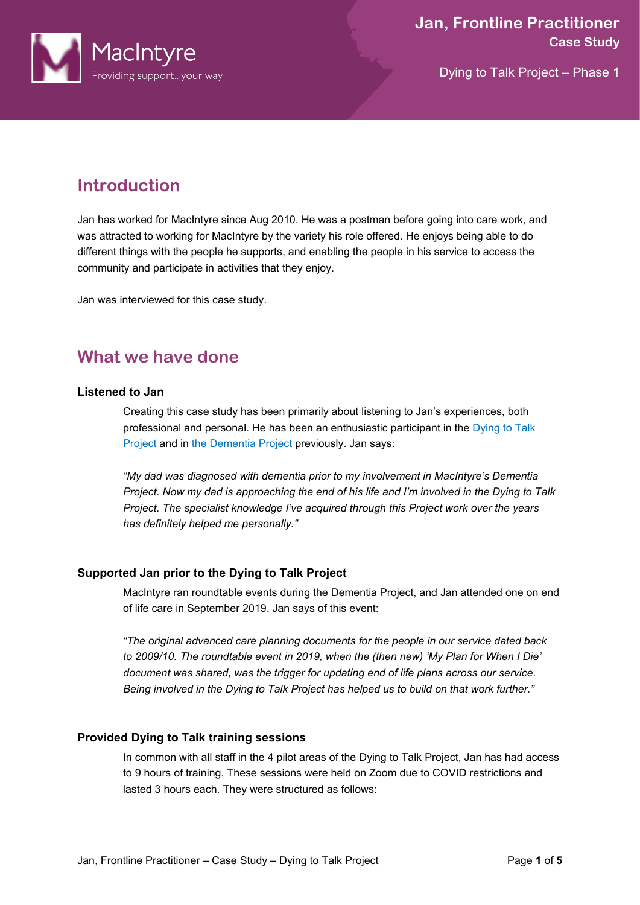# Jan, Frontline Practitioner

**Case Study**

Dying to Talk Project – Phase 1

## Introduction

Jan has worked for MacIntyre since Aug 2010. He was a postman before going into care work, and was attracted to working for MacIntyre by the variety his role offered. He enjoys being able to do different things with the people he supports, and enabling the people in his service to access the community and participate in activities that they enjoy.

Jan was interviewed for this case study.

## What we have done

### Listened to Jan

Creating this case study has been primarily about listening to Jan's experiences, both professional and personal. He has been an enthusiastic participant in the Dying to Talk Project and in the Dementia Project previously. Jan says:

*"My dad was diagnosed with dementia prior to my involvement in MacIntyre's Dementia Project. Now my dad is approaching the end of his life and I'm involved in the Dying to Talk Project. The specialist knowledge I've acquired through this Project work over the years has definitely helped me personally."*

### Supported Jan prior to the Dying to Talk Project

MacIntyre ran roundtable events during the Dementia Project, and Jan attended one on end of life care in September 2019. Jan says of this event:

*"The original advanced care planning documents for the people in our service dated back to 2009/10. The roundtable event in 2019, when the (then new) 'My Plan for When I Die' document was shared, was the trigger for updating end of life plans across our service. Being involved in the Dying to Talk Project has helped us to build on that work further."*

### Provided Dying to Talk training sessions

In common with all staff in the 4 pilot areas of the Dying to Talk Project, Jan has had access to 9 hours of training. These sessions were held on Zoom due to COVID restrictions and lasted 3 hours each. They were structured as follows: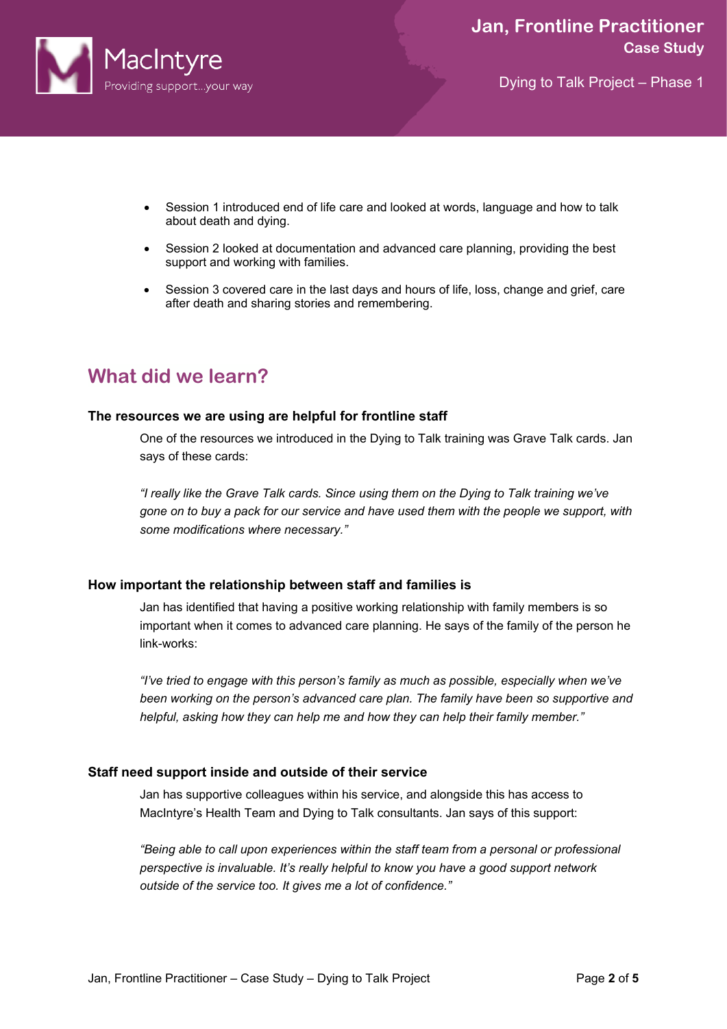- Session 1 introduced end of life care and looked at words, language and how to talk about death and dying.
- Session 2 looked at documentation and advanced care planning, providing the best support and working with families.
- Session 3 covered care in the last days and hours of life, loss, change and grief, care after death and sharing stories and remembering.

## What did we learn?

### The resources we are using are helpful for frontline staff

One of the resources we introduced in the Dying to Talk training was Grave Talk cards. Jan says of these cards:

*"I really like the Grave Talk cards. Since using them on the Dying to Talk training we've gone on to buy a pack for our service and have used them with the people we support, with some modifications where necessary."*

### How important the relationship between staff and families is

Jan has identified that having a positive working relationship with family members is so important when it comes to advanced care planning. He says of the family of the person he link-works:

*"I've tried to engage with this person's family as much as possible, especially when we've been working on the person's advanced care plan. The family have been so supportive and helpful, asking how they can help me and how they can help their family member."*

### Staff need support inside and outside of their service

Jan has supportive colleagues within his service, and alongside this has access to MacIntyre's Health Team and Dying to Talk consultants. Jan says of this support:

*"Being able to call upon experiences within the staff team from a personal or professional perspective is invaluable. It's really helpful to know you have a good support network outside of the service too. It gives me a lot of confidence."*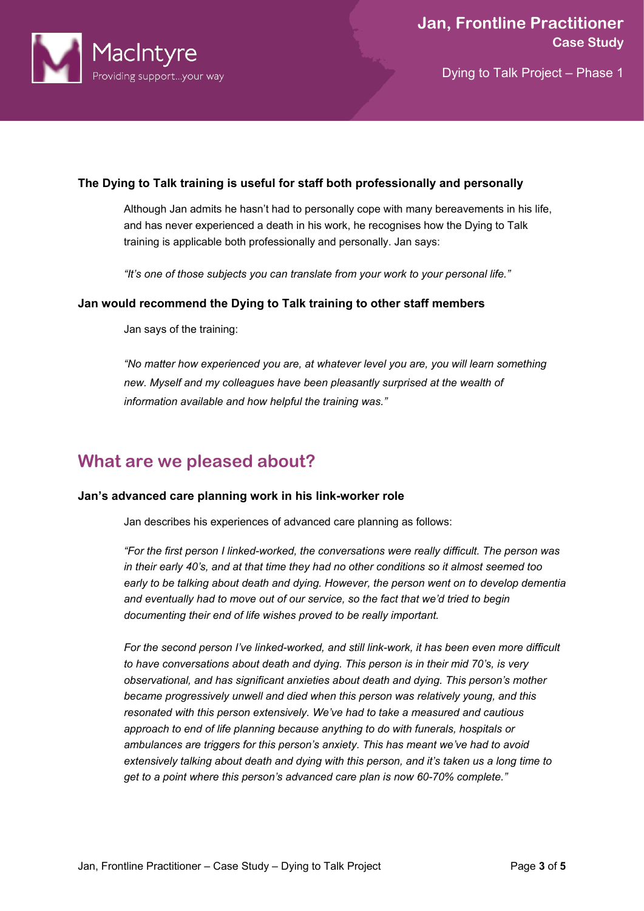**The Dying to Talk training is useful for staff both professionally and personally**

Although Jan admits he hasn't had to personally cope with many bereavements in his life, and has never experienced a death in his work, he recognises how the Dying to Talk training is applicable both professionally and personally. Jan says:

*"It's one of those subjects you can translate from your work to your personal life."*

**Jan would recommend the Dying to Talk training to other staff members**

Jan says of the training:

*"No matter how experienced you are, at whatever level you are, you will learn something new. Myself and my colleagues have been pleasantly surprised at the wealth of information available and how helpful the training was."*

## What are we pleased about?

**Jan's advanced care planning work in his link-worker role**

Jan describes his experiences of advanced care planning as follows:

*"For the first person I linked-worked, the conversations were really difficult. The person was in their early 40's, and at that time they had no other conditions so it almost seemed too early to be talking about death and dying. However, the person went on to develop dementia and eventually had to move out of our service, so the fact that we'd tried to begin documenting their end of life wishes proved to be really important.*

*For the second person I've linked-worked, and still link-work, it has been even more difficult to have conversations about death and dying. This person is in their mid 70's, is very observational, and has significant anxieties about death and dying. This person's mother became progressively unwell and died when this person was relatively young, and this resonated with this person extensively. We've had to take a measured and cautious approach to end of life planning because anything to do with funerals, hospitals or ambulances are triggers for this person's anxiety. This has meant we've had to avoid extensively talking about death and dying with this person, and it's taken us a long time to get to a point where this person's advanced care plan is now 60-70% complete."*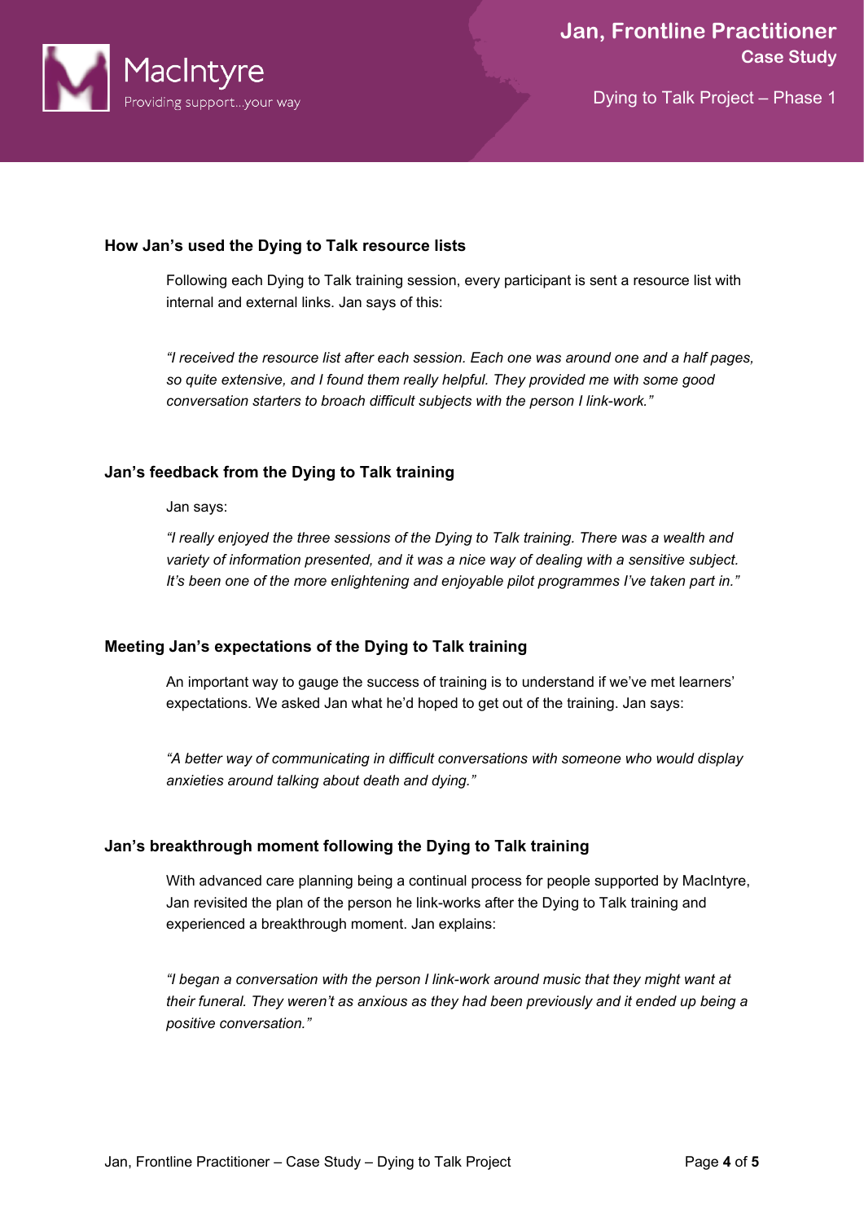## How Jan's used the Dying to Talk resource lists

Following each Dying to Talk training session, every participant is sent a resource list with internal and external links. Jan says of this:

*"I received the resource list after each session. Each one was around one and a half pages, so quite extensive, and I found them really helpful. They provided me with some good conversation starters to broach difficult subjects with the person I link-work."*

## Jan's feedback from the Dying to Talk training

Jan says:

*"I really enjoyed the three sessions of the Dying to Talk training. There was a wealth and variety of information presented, and it was a nice way of dealing with a sensitive subject. It's been one of the more enlightening and enjoyable pilot programmes I've taken part in."*

## Meeting Jan's expectations of the Dying to Talk training

An important way to gauge the success of training is to understand if we've met learners' expectations. We asked Jan what he'd hoped to get out of the training. Jan says:

*"A better way of communicating in difficult conversations with someone who would display anxieties around talking about death and dying."*

## Jan's breakthrough moment following the Dying to Talk training

With advanced care planning being a continual process for people supported by MacIntyre, Jan revisited the plan of the person he link-works after the Dying to Talk training and experienced a breakthrough moment. Jan explains:

*"I began a conversation with the person I link-work around music that they might want at their funeral. They weren't as anxious as they had been previously and it ended up being a positive conversation."*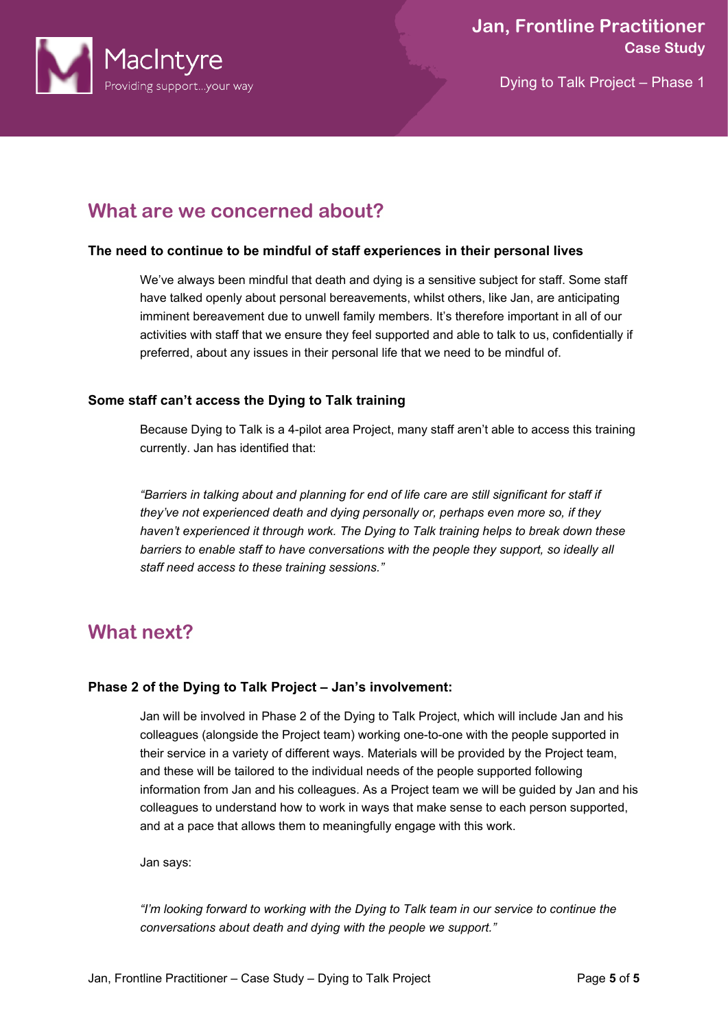## What are we concerned about?

**The need to continue to be mindful of staff experiences in their personal lives**

We've always been mindful that death and dying is a sensitive subject for staff. Some staff have talked openly about personal bereavements, whilst others, like Jan, are anticipating imminent bereavement due to unwell family members. It's therefore important in all of our activities with staff that we ensure they feel supported and able to talk to us, confidentially if preferred, about any issues in their personal life that we need to be mindful of.

**Some staff can't access the Dying to Talk training**

Because Dying to Talk is a 4-pilot area Project, many staff aren't able to access this training currently. Jan has identified that:

*"Barriers in talking about and planning for end of life care are still significant for staff if they've not experienced death and dying personally or, perhaps even more so, if they haven't experienced it through work. The Dying to Talk training helps to break down these barriers to enable staff to have conversations with the people they support, so ideally all staff need access to these training sessions."*

## What next?

**Phase 2 of the Dying to Talk Project – Jan's involvement:**

Jan will be involved in Phase 2 of the Dying to Talk Project, which will include Jan and his colleagues (alongside the Project team) working one-to-one with the people supported in their service in a variety of different ways. Materials will be provided by the Project team, and these will be tailored to the individual needs of the people supported following information from Jan and his colleagues. As a Project team we will be guided by Jan and his colleagues to understand how to work in ways that make sense to each person supported, and at a pace that allows them to meaningfully engage with this work.

Jan says:

*"I'm looking forward to working with the Dying to Talk team in our service to continue the conversations about death and dying with the people we support."*